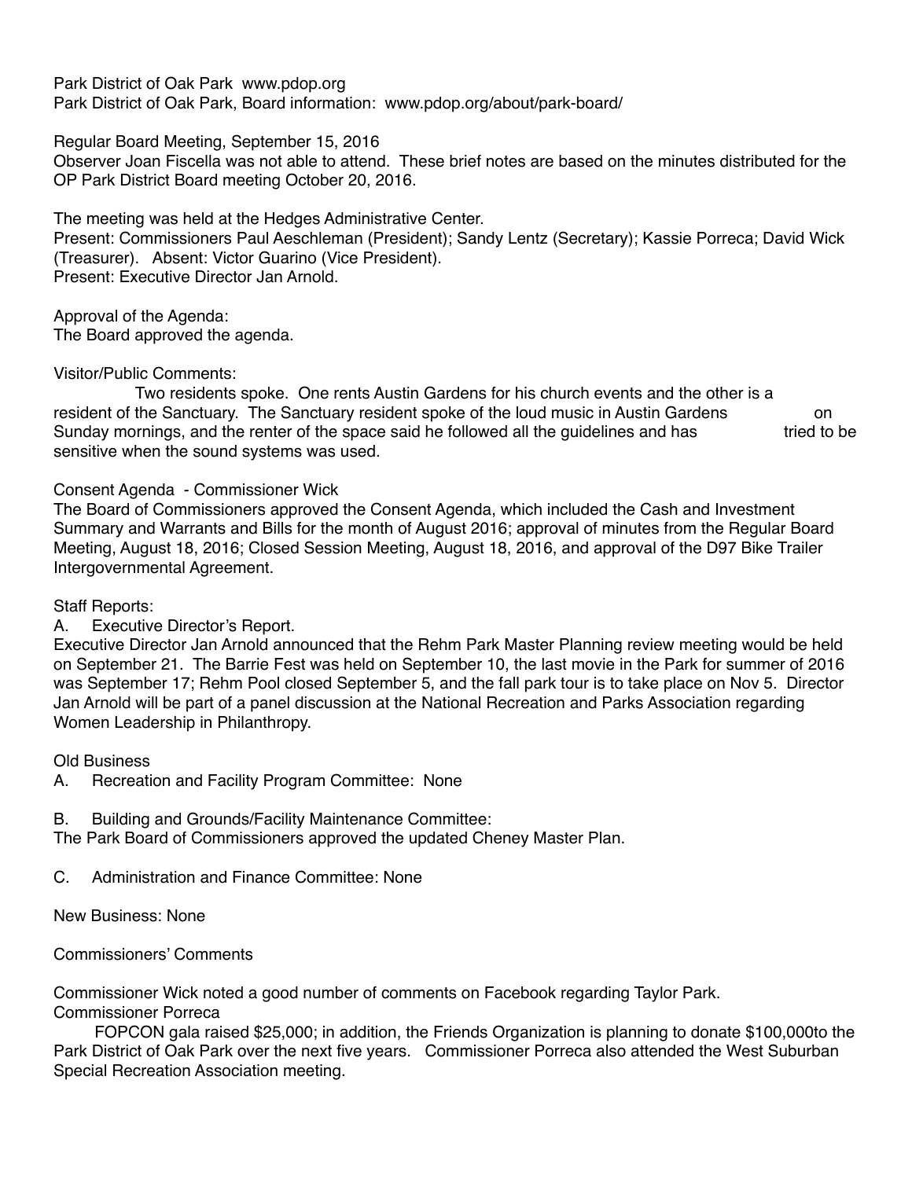Park District of Oak Park www.pdop.org
Park District of Oak Park, Board information: www.pdop.org/about/park-board/

Regular Board Meeting, September 15, 2016
Observer Joan Fiscella was not able to attend. These brief notes are based on the minutes distributed for the OP Park District Board meeting October 20, 2016.

The meeting was held at the Hedges Administrative Center.
Present: Commissioners Paul Aeschleman (President); Sandy Lentz (Secretary); Kassie Porreca; David Wick (Treasurer). Absent: Victor Guarino (Vice President).
Present: Executive Director Jan Arnold.

Approval of the Agenda:
The Board approved the agenda.

Visitor/Public Comments:
Two residents spoke. One rents Austin Gardens for his church events and the other is a resident of the Sanctuary. The Sanctuary resident spoke of the loud music in Austin Gardens on Sunday mornings, and the renter of the space said he followed all the guidelines and has tried to be sensitive when the sound systems was used.

Consent Agenda - Commissioner Wick
The Board of Commissioners approved the Consent Agenda, which included the Cash and Investment Summary and Warrants and Bills for the month of August 2016; approval of minutes from the Regular Board Meeting, August 18, 2016; Closed Session Meeting, August 18, 2016, and approval of the D97 Bike Trailer Intergovernmental Agreement.

Staff Reports:
A. Executive Director's Report.
Executive Director Jan Arnold announced that the Rehm Park Master Planning review meeting would be held on September 21. The Barrie Fest was held on September 10, the last movie in the Park for summer of 2016 was September 17; Rehm Pool closed September 5, and the fall park tour is to take place on Nov 5. Director Jan Arnold will be part of a panel discussion at the National Recreation and Parks Association regarding Women Leadership in Philanthropy.

Old Business
A. Recreation and Facility Program Committee: None

B. Building and Grounds/Facility Maintenance Committee:
The Park Board of Commissioners approved the updated Cheney Master Plan.

C. Administration and Finance Committee: None

New Business: None

Commissioners' Comments

Commissioner Wick noted a good number of comments on Facebook regarding Taylor Park.
Commissioner Porreca
FOPCON gala raised $25,000; in addition, the Friends Organization is planning to donate $100,000to the Park District of Oak Park over the next five years. Commissioner Porreca also attended the West Suburban Special Recreation Association meeting.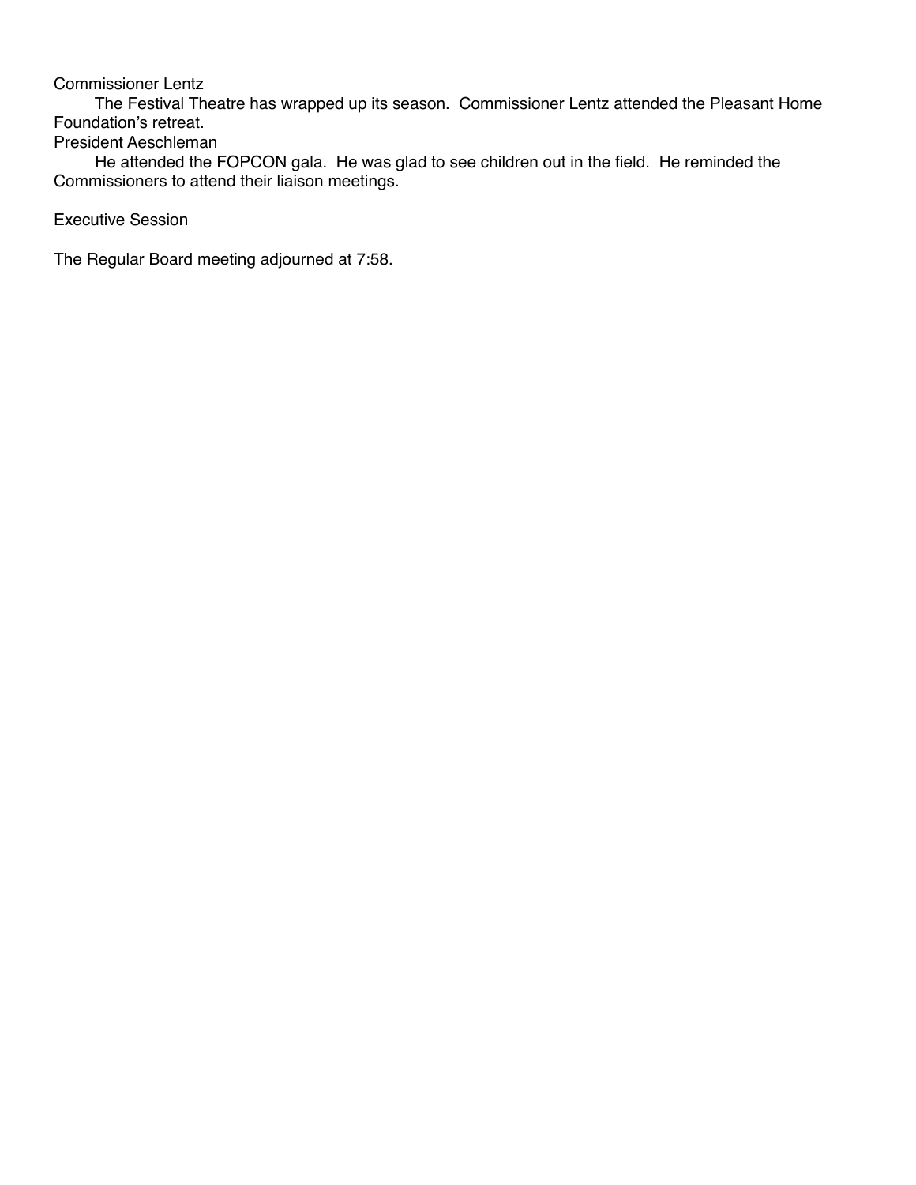Commissioner Lentz

The Festival Theatre has wrapped up its season. Commissioner Lentz attended the Pleasant Home Foundation's retreat.

President Aeschleman

He attended the FOPCON gala. He was glad to see children out in the field. He reminded the Commissioners to attend their liaison meetings.

Executive Session

The Regular Board meeting adjourned at 7:58.